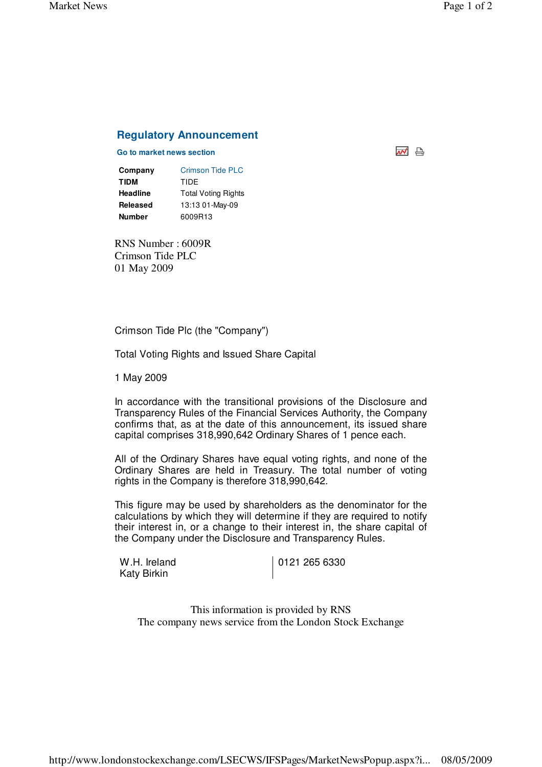## Regulatory Announcement

Go to market news section

| | |
|---|---|
| **Company** | Crimson Tide PLC |
| **TIDM** | TIDE |
| **Headline** | Total Voting Rights |
| **Released** | 13:13 01-May-09 |
| **Number** | 6009R13 |

RNS Number : 6009R
Crimson Tide PLC
01 May 2009

Crimson Tide Plc (the "Company")

Total Voting Rights and Issued Share Capital

1 May 2009

In accordance with the transitional provisions of the Disclosure and Transparency Rules of the Financial Services Authority, the Company confirms that, as at the date of this announcement, its issued share capital comprises 318,990,642 Ordinary Shares of 1 pence each.

All of the Ordinary Shares have equal voting rights, and none of the Ordinary Shares are held in Treasury. The total number of voting rights in the Company is therefore 318,990,642.

This figure may be used by shareholders as the denominator for the calculations by which they will determine if they are required to notify their interest in, or a change to their interest in, the share capital of the Company under the Disclosure and Transparency Rules.

| | |
|---|---|
| W.H. Ireland<br>Katy Birkin | 0121 265 6330 |

This information is provided by RNS
The company news service from the London Stock Exchange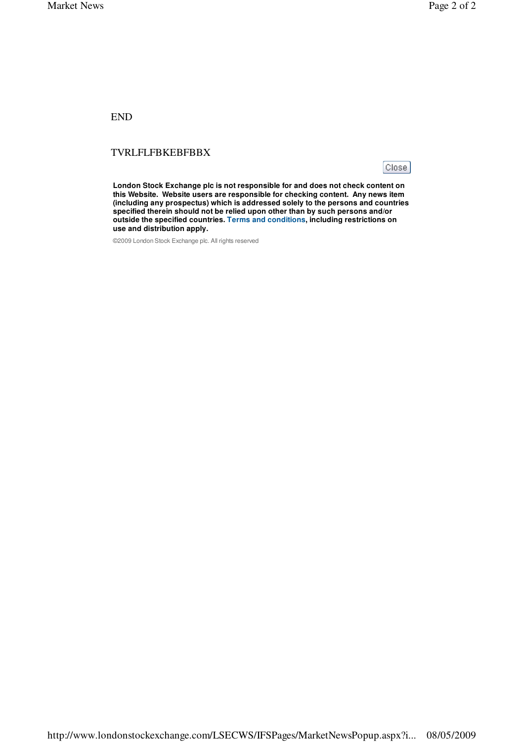END

TVRLFLFBKEBFBBX

Close

**London Stock Exchange plc is not responsible for and does not check content on this Website. Website users are responsible for checking content. Any news item (including any prospectus) which is addressed solely to the persons and countries specified therein should not be relied upon other than by such persons and/or outside the specified countries. Terms and conditions, including restrictions on use and distribution apply.**

©2009 London Stock Exchange plc. All rights reserved